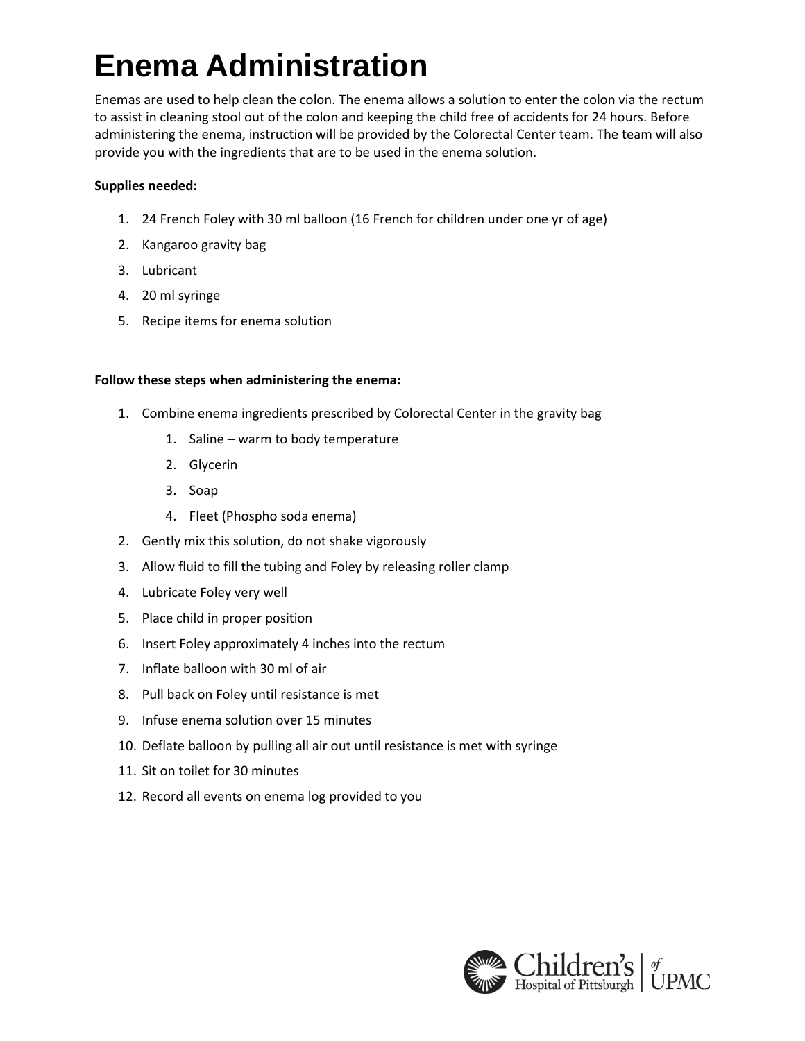# Enema Administration

Enemas are used to help clean the colon. The enema allows a solution to enter the colon via the rectum to assist in cleaning stool out of the colon and keeping the child free of accidents for 24 hours. Before administering the enema, instruction will be provided by the Colorectal Center team. The team will also provide you with the ingredients that are to be used in the enema solution.

**Supplies needed:**

1. 24 French Foley with 30 ml balloon (16 French for children under one yr of age)
2. Kangaroo gravity bag
3. Lubricant
4. 20 ml syringe
5. Recipe items for enema solution

**Follow these steps when administering the enema:**

1. Combine enema ingredients prescribed by Colorectal Center in the gravity bag
    1. Saline – warm to body temperature
    2. Glycerin
    3. Soap
    4. Fleet (Phospho soda enema)
2. Gently mix this solution, do not shake vigorously
3. Allow fluid to fill the tubing and Foley by releasing roller clamp
4. Lubricate Foley very well
5. Place child in proper position
6. Insert Foley approximately 4 inches into the rectum
7. Inflate balloon with 30 ml of air
8. Pull back on Foley until resistance is met
9. Infuse enema solution over 15 minutes
10. Deflate balloon by pulling all air out until resistance is met with syringe
11. Sit on toilet for 30 minutes
12. Record all events on enema log provided to you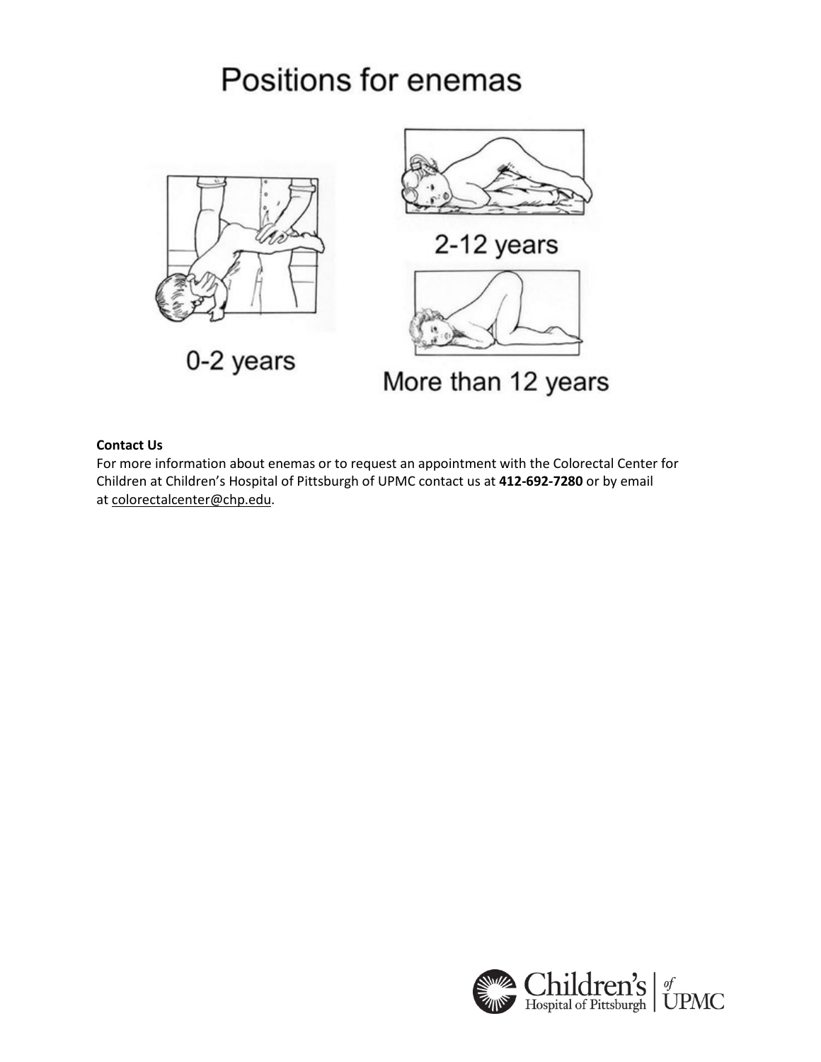# Positions for enemas

0-2 years

2-12 years

More than 12 years

**Contact Us**
For more information about enemas or to request an appointment with the Colorectal Center for Children at Children's Hospital of Pittsburgh of UPMC contact us at **412-692-7280** or by email at colorectalcenter@chp.edu.